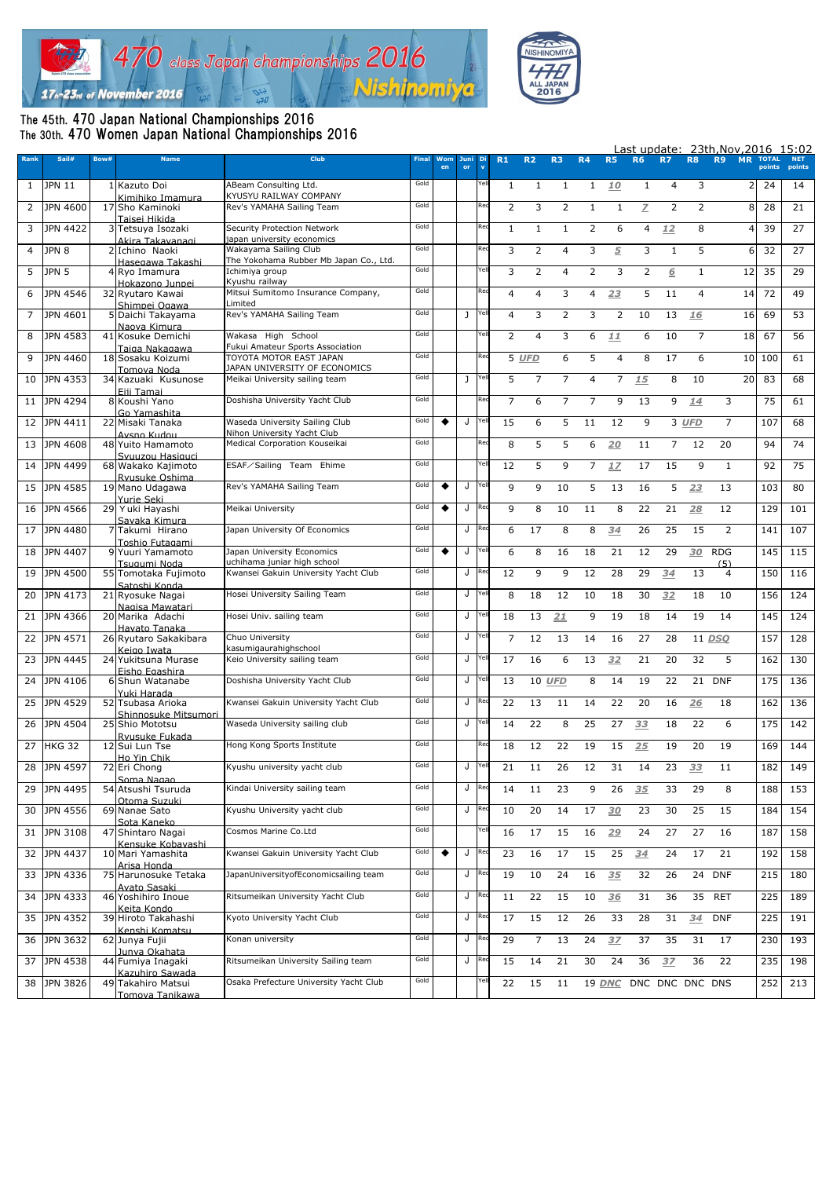470 class Japan championships 2016 Nishinomiya

17th-23rd of November 2016

# The 45th. 470 Japan National Championships 2016
# The 30th. 470 Women Japan National Championships 2016

Last update: 23th,Nov,2016 15:02

| Rank | Sail# | Bow# | Name | Club | Final | Women | Junior | Div | R1 | R2 | R3 | R4 | R5 | R6 | R7 | R8 | R9 | MR | TOTAL points | NET points |
|---|---|---|---|---|---|---|---|---|---|---|---|---|---|---|---|---|---|---|---|---|
| 1 | JPN 11 | 1 | Kazuto Doi<br>Kimihiko Imamura | ABeam Consulting Ltd.<br>KYUSYU RAILWAY COMPANY | Gold | | | Yel | 1 | 1 | 1 | 1 | 10 | 1 | 4 | 3 | | 2 | 24 | 14 |
| 2 | JPN 4600 | 17 | Sho Kaminoki<br>Taisei Hikida | Rev's YAMAHA Sailing Team | Gold | | | Red | 2 | 3 | 2 | 1 | 1 | 7 | 2 | 2 | | 8 | 28 | 21 |
| 3 | JPN 4422 | 3 | Tetsuya Isozaki<br>Akira Takayanagi | Security Protection Network<br>japan university economics | Gold | | | Red | 1 | 1 | 1 | 2 | 6 | 4 | 12 | 8 | | 4 | 39 | 27 |
| 4 | JPN 8 | 2 | Ichino Naoki<br>Hasegawa Takashi | Wakayama Sailing Club<br>The Yokohama Rubber Mb Japan Co., Ltd. | Gold | | | Red | 3 | 2 | 4 | 3 | 5 | 3 | 1 | 5 | | 6 | 32 | 27 |
| 5 | JPN 5 | 4 | Ryo Imamura<br>Hokazono Junpei | Ichimiya group<br>Kyushu railway | Gold | | | Yel | 3 | 2 | 4 | 2 | 3 | 2 | 6 | 1 | | 12 | 35 | 29 |
| 6 | JPN 4546 | 32 | Ryutaro Kawai<br>Shimpei Ogawa | Mitsui Sumitomo Insurance Company, Limited | Gold | | | Red | 4 | 4 | 3 | 4 | 23 | 5 | 11 | 4 | | 14 | 72 | 49 |
| 7 | JPN 4601 | 5 | Daichi Takayama<br>Naoya Kimura | Rev's YAMAHA Sailing Team | Gold | | J | Yel | 4 | 3 | 2 | 3 | 2 | 10 | 13 | 16 | | 16 | 69 | 53 |
| 8 | JPN 4583 | 41 | Kosuke Demichi<br>Taiga Nakagawa | Wakasa High School<br>Fukui Amateur Sports Association | Gold | | | Yel | 2 | 4 | 3 | 6 | 11 | 6 | 10 | 7 | | 18 | 67 | 56 |
| 9 | JPN 4460 | 18 | Sosaku Koizumi<br>Tomoya Noda | TOYOTA MOTOR EAST JAPAN<br>JAPAN UNIVERSITY OF ECONOMICS | Gold | | | Red | 5 | UFD | 6 | 5 | 4 | 8 | 17 | 6 | | 10 | 100 | 61 |
| 10 | JPN 4353 | 34 | Kazuaki Kusunose<br>Eiji Tamai | Meikai University sailing team | Gold | | J | Yel | 5 | 7 | 7 | 4 | 7 | 15 | 8 | 10 | | 20 | 83 | 68 |
| 11 | JPN 4294 | 8 | Koushi Yano<br>Go Yamashita | Doshisha University Yacht Club | Gold | | | Red | 7 | 6 | 7 | 7 | 9 | 13 | 9 | 14 | 3 | | 75 | 61 |
| 12 | JPN 4411 | 22 | Misaki Tanaka<br>Aysno Kudou | Waseda University Sailing Club<br>Nihon University Yacht Club | Gold | ◆ | J | Yel | 15 | 6 | 5 | 11 | 12 | 9 | 3 | UFD | 7 | | 107 | 68 |
| 13 | JPN 4608 | 48 | Yuito Hamamoto<br>Syuuzou Hasiguci | Medical Corporation Kouseikai | Gold | | | Red | 8 | 5 | 5 | 6 | 20 | 11 | 7 | 12 | 20 | | 94 | 74 |
| 14 | JPN 4499 | 68 | Wakako Kajimoto<br>Ryusuke Oshima | ESAF／Sailing Team Ehime | Gold | | | Yel | 12 | 5 | 9 | 7 | 17 | 17 | 15 | 9 | 1 | | 92 | 75 |
| 15 | JPN 4585 | 19 | Mano Udagawa<br>Yurie Seki | Rev's YAMAHA Sailing Team | Gold | ◆ | J | Yel | 9 | 9 | 10 | 5 | 13 | 16 | 5 | 23 | 13 | | 103 | 80 |
| 16 | JPN 4566 | 29 | Yuki Hayashi<br>Sayaka Kimura | Meikai University | Gold | ◆ | J | Red | 9 | 8 | 10 | 11 | 8 | 22 | 21 | 28 | 12 | | 129 | 101 |
| 17 | JPN 4480 | 7 | Takumi Hirano<br>Toshio Futagami | Japan University Of Economics | Gold | | J | Red | 6 | 17 | 8 | 8 | 34 | 26 | 25 | 15 | 2 | | 141 | 107 |
| 18 | JPN 4407 | 9 | Yuri Yamamoto<br>Tsugumi Noda | Japan University Economics<br>uchihama juniar high school | Gold | ◆ | J | Yel | 6 | 8 | 16 | 18 | 21 | 12 | 29 | 30 | RDG (5) | | 145 | 115 |
| 19 | JPN 4500 | 55 | Tomotaka Fujimoto<br>Satoshi Konda | Kwansei Gakuin University Yacht Club | Gold | | J | Red | 12 | 9 | 9 | 12 | 28 | 29 | 34 | 13 | 4 | | 150 | 116 |
| 20 | JPN 4173 | 21 | Ryosuke Nagai<br>Nagisa Mawatari | Hosei University Sailing Team | Gold | | J | Yel | 8 | 18 | 12 | 10 | 18 | 30 | 32 | 18 | 10 | | 156 | 124 |
| 21 | JPN 4366 | 20 | Marika Adachi<br>Hayato Tanaka | Hosei Univ. sailing team | Gold | | J | Yel | 18 | 13 | 21 | 9 | 19 | 18 | 14 | 19 | 14 | | 145 | 124 |
| 22 | JPN 4571 | 26 | Ryutaro Sakakibara<br>Keigo Iwata | Chuo University<br>kasumigaurahighschool | Gold | | J | Yel | 7 | 12 | 13 | 14 | 16 | 27 | 28 | 11 | DSQ | | 157 | 128 |
| 23 | JPN 4445 | 24 | Yukitsuna Murase<br>Eisho Egashira | Keio University sailing team | Gold | | J | Yel | 17 | 16 | 6 | 13 | 32 | 21 | 20 | 32 | 5 | | 162 | 130 |
| 24 | JPN 4106 | 6 | Shun Watanabe<br>Yuki Harada | Doshisha University Yacht Club | Gold | | J | Yel | 13 | 10 | UFD | 8 | 14 | 19 | 22 | 21 | DNF | | 175 | 136 |
| 25 | JPN 4529 | 52 | Tsubasa Arioka<br>Shinnosuke Mitsumori | Kwansei Gakuin University Yacht Club | Gold | | J | Red | 22 | 13 | 11 | 14 | 22 | 20 | 16 | 26 | 18 | | 162 | 136 |
| 26 | JPN 4504 | 25 | Shio Mototsu<br>Ryusuke Fukada | Waseda University sailing club | Gold | | J | Yel | 14 | 22 | 8 | 25 | 27 | 33 | 18 | 22 | 6 | | 175 | 142 |
| 27 | HKG 32 | 12 | Sui Lun Tse<br>Ho Yin Chik | Hong Kong Sports Institute | Gold | | | Red | 18 | 12 | 22 | 19 | 15 | 25 | 19 | 20 | 19 | | 169 | 144 |
| 28 | JPN 4597 | 72 | Eri Chong<br>Soma Nagao | Kyushu university yacht club | Gold | | J | Yel | 21 | 11 | 26 | 12 | 31 | 14 | 23 | 33 | 11 | | 182 | 149 |
| 29 | JPN 4495 | 54 | Atsushi Tsuruda<br>Otoma Suzuki | Kindai University sailing team | Gold | | J | Red | 14 | 11 | 23 | 9 | 26 | 35 | 33 | 29 | 8 | | 188 | 153 |
| 30 | JPN 4556 | 69 | Nanae Sato<br>Sota Kaneko | Kyushu University yacht club | Gold | | J | Red | 10 | 20 | 14 | 17 | 30 | 23 | 30 | 25 | 15 | | 184 | 154 |
| 31 | JPN 3108 | 47 | Shintaro Nagai<br>Kensuke Kobayashi | Cosmos Marine Co.Ltd | Gold | | | Yel | 16 | 17 | 15 | 16 | 29 | 24 | 27 | 27 | 16 | | 187 | 158 |
| 32 | JPN 4437 | 10 | Mari Yamashita<br>Arisa Honda | Kwansei Gakuin University Yacht Club | Gold | ◆ | J | Red | 23 | 16 | 17 | 15 | 25 | 34 | 24 | 17 | 21 | | 192 | 158 |
| 33 | JPN 4336 | 75 | Harunosuke Tetaka<br>Ayato Sasaki | JapanUniversityofEconomicsailing team | Gold | | J | Red | 19 | 10 | 24 | 16 | 35 | 32 | 26 | 24 | DNF | | 215 | 180 |
| 34 | JPN 4333 | 46 | Yoshihiro Inoue<br>Keita Kondo | Ritsumeikan University Yacht Club | Gold | | J | Red | 11 | 22 | 15 | 10 | 36 | 31 | 36 | 35 | RET | | 225 | 189 |
| 35 | JPN 4352 | 39 | Hiroto Takahashi<br>Kenshi Komatsu | Kyoto University Yacht Club | Gold | | J | Red | 17 | 15 | 12 | 26 | 33 | 28 | 31 | 34 | DNF | | 225 | 191 |
| 36 | JPN 3632 | 62 | Junya Fujii<br>Junya Okahata | Konan university | Gold | | J | Red | 29 | 7 | 13 | 24 | 37 | 37 | 35 | 31 | 17 | | 230 | 193 |
| 37 | JPN 4538 | 44 | Fumiya Inagaki<br>Kazuhiro Sawada | Ritsumeikan University Sailing team | Gold | | J | Red | 15 | 14 | 21 | 30 | 24 | 36 | 37 | 36 | 22 | | 235 | 198 |
| 38 | JPN 3826 | 49 | Takahiro Matsui<br>Tomoya Tanikawa | Osaka Prefecture University Yacht Club | Gold | | | Yel | 22 | 15 | 11 | 19 | DNC | DNC | DNC | DNC | DNS | | 252 | 213 |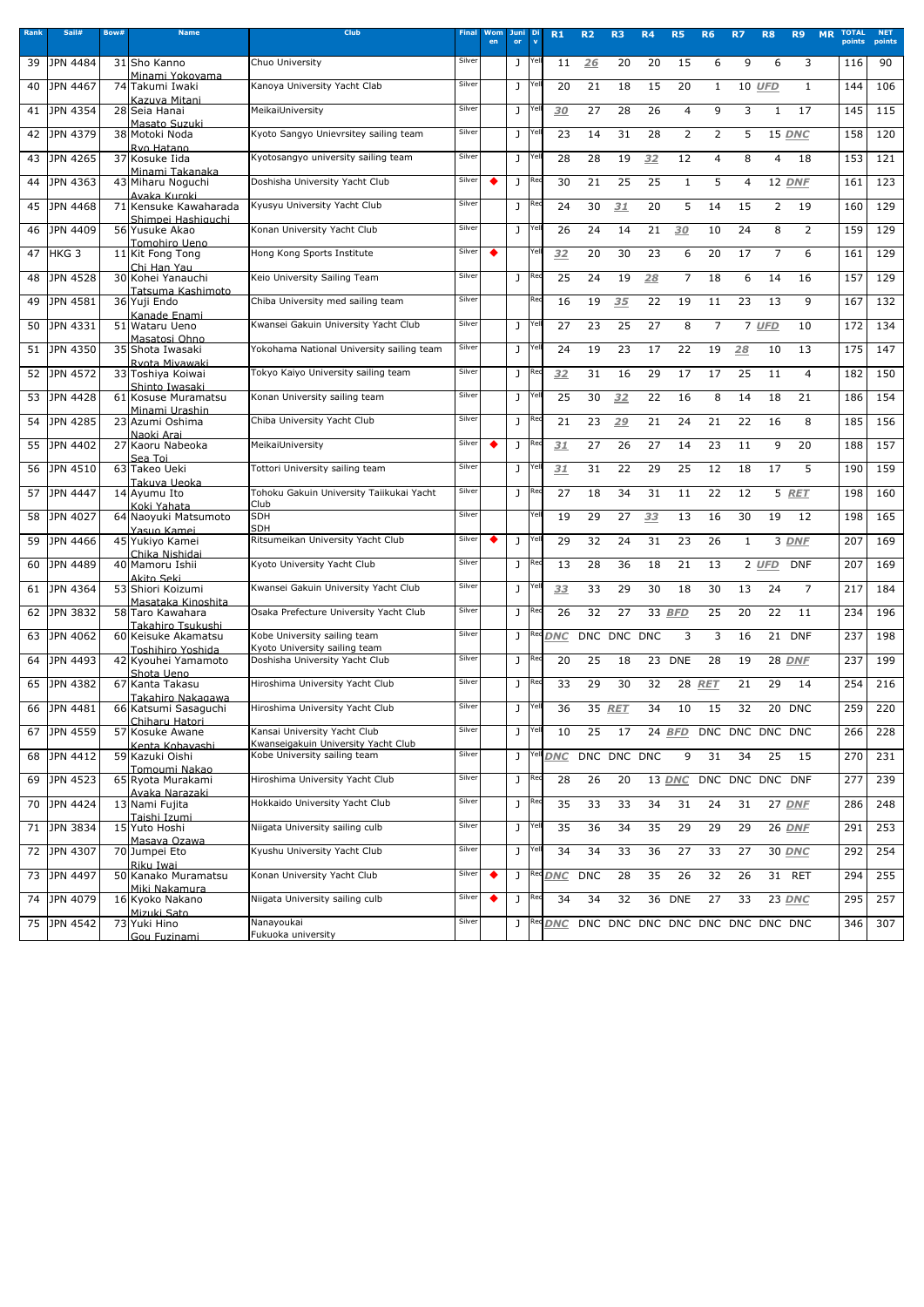| Rank | Sail# | Bow# | Name | Club | Final | Women | Junior | Div | R1 | R2 | R3 | R4 | R5 | R6 | R7 | R8 | R9 | MR | TOTAL points | NET points |
|---|---|---|---|---|---|---|---|---|---|---|---|---|---|---|---|---|---|---|---|---|
| 39 | JPN 4484 | 31 | Sho Kanno<br>Minami Yokoyama | Chuo University | Silver | | J | Yell | 11 | 26 | 20 | 20 | 15 | 6 | 9 | 6 | 3 | | 116 | 90 |
| 40 | JPN 4467 | 74 | Takumi Iwaki<br>Kazuya Mitani | Kanoya University Yacht Clab | Silver | | J | Yell | 20 | 21 | 18 | 15 | 20 | 1 | 10 | UFD | 1 | | 144 | 106 |
| 41 | JPN 4354 | 28 | Seia Hanai<br>Masato Suzuki | MeikaiUniversity | Silver | | J | Yell | 30 | 27 | 28 | 26 | 4 | 9 | 3 | 1 | 17 | | 145 | 115 |
| 42 | JPN 4379 | 38 | Motoki Noda<br>Ryo Hatano | Kyoto Sangyo Unievrsitey sailing team | Silver | | J | Yell | 23 | 14 | 31 | 28 | 2 | 2 | 5 | 15 | DNC | | 158 | 120 |
| 43 | JPN 4265 | 37 | Kosuke Iida<br>Minami Takanaka | Kyotosangyo university sailing team | Silver | | J | Yell | 28 | 28 | 19 | 32 | 12 | 4 | 8 | 4 | 18 | | 153 | 121 |
| 44 | JPN 4363 | 43 | Miharu Noguchi<br>Ayaka Kuroki | Doshisha University Yacht Club | Silver | ◆ | J | Red | 30 | 21 | 25 | 25 | 1 | 5 | 4 | 12 | DNF | | 161 | 123 |
| 45 | JPN 4468 | 71 | Kensuke Kawaharada<br>Shimpei Hashiguchi | Kyusyu University Yacht Club | Silver | | J | Red | 24 | 30 | 31 | 20 | 5 | 14 | 15 | 2 | 19 | | 160 | 129 |
| 46 | JPN 4409 | 56 | Yusuke Akao<br>Tomohiro Ueno | Konan University Yacht Club | Silver | | J | Yell | 26 | 24 | 14 | 21 | 30 | 10 | 24 | 8 | 2 | | 159 | 129 |
| 47 | HKG 3 | 11 | Kit Fong Tong<br>Chi Han Yau | Hong Kong Sports Institute | Silver | ◆ | | Yell | 32 | 20 | 30 | 23 | 6 | 20 | 17 | 7 | 6 | | 161 | 129 |
| 48 | JPN 4528 | 30 | Kohei Yanauchi<br>Tatsuma Kashimoto | Keio University Sailing Team | Silver | | J | Red | 25 | 24 | 19 | 28 | 7 | 18 | 6 | 14 | 16 | | 157 | 129 |
| 49 | JPN 4581 | 36 | Yuji Endo<br>Kanade Enami | Chiba University med sailing team | Silver | | | Red | 16 | 19 | 35 | 22 | 19 | 11 | 23 | 13 | 9 | | 167 | 132 |
| 50 | JPN 4331 | 51 | Wataru Ueno<br>Masatosi Ohno | Kwansei Gakuin University Yacht Club | Silver | | J | Yell | 27 | 23 | 25 | 27 | 8 | 7 | 7 | UFD | 10 | | 172 | 134 |
| 51 | JPN 4350 | 35 | Shota Iwasaki<br>Ryota Miyawaki | Yokohama National University sailing team | Silver | | J | Yell | 24 | 19 | 23 | 17 | 22 | 19 | 28 | 10 | 13 | | 175 | 147 |
| 52 | JPN 4572 | 33 | Toshiya Koiwai<br>Shinto Iwasaki | Tokyo Kaiyo University sailing team | Silver | | J | Red | 32 | 31 | 16 | 29 | 17 | 17 | 25 | 11 | 4 | | 182 | 150 |
| 53 | JPN 4428 | 61 | Kosuse Muramatsu<br>Minami Urashin | Konan University sailing team | Silver | | J | Yell | 25 | 30 | 32 | 22 | 16 | 8 | 14 | 18 | 21 | | 186 | 154 |
| 54 | JPN 4285 | 23 | Azumi Oshima<br>Naoki Arai | Chiba University Yacht Club | Silver | | J | Red | 21 | 23 | 29 | 21 | 24 | 21 | 22 | 16 | 8 | | 185 | 156 |
| 55 | JPN 4402 | 27 | Kaoru Nabeoka<br>Sea Toi | MeikaiUniversity | Silver | ◆ | J | Red | 31 | 27 | 26 | 27 | 14 | 23 | 11 | 9 | 20 | | 188 | 157 |
| 56 | JPN 4510 | 63 | Takeo Ueki<br>Takuya Ueoka | Tottori University sailing team | Silver | | J | Yell | 31 | 31 | 22 | 29 | 25 | 12 | 18 | 17 | 5 | | 190 | 159 |
| 57 | JPN 4447 | 14 | Ayumu Ito<br>Koki Yahata | Tohoku Gakuin University Taiikukai Yacht Club | Silver | | J | Red | 27 | 18 | 34 | 31 | 11 | 22 | 12 | 5 | RET | | 198 | 160 |
| 58 | JPN 4027 | 64 | Naoyuki Matsumoto<br>Yasuo Kamei | SDH<br>SDH | Silver | | | Yell | 19 | 29 | 27 | 33 | 13 | 16 | 30 | 19 | 12 | | 198 | 165 |
| 59 | JPN 4466 | 45 | Yukiyo Kamei<br>Chika Nishidai | Ritsumeikan University Yacht Club | Silver | ◆ | J | Yell | 29 | 32 | 24 | 31 | 23 | 26 | 1 | 3 | DNF | | 207 | 169 |
| 60 | JPN 4489 | 40 | Mamoru Ishii<br>Akito Seki | Kyoto University Yacht Club | Silver | | J | Red | 13 | 28 | 36 | 18 | 21 | 13 | 2 | UFD | DNF | | 207 | 169 |
| 61 | JPN 4364 | 53 | Shiori Koizumi<br>Masataka Kinoshita | Kwansei Gakuin University Yacht Club | Silver | | J | Yell | 33 | 33 | 29 | 30 | 18 | 30 | 13 | 24 | 7 | | 217 | 184 |
| 62 | JPN 3832 | 58 | Taro Kawahara<br>Takahiro Tsukushi | Osaka Prefecture University Yacht Club | Silver | | J | Red | 26 | 32 | 27 | 33 | BFD | 25 | 20 | 22 | 11 | | 234 | 196 |
| 63 | JPN 4062 | 60 | Keisuke Akamatsu<br>Toshihiro Yoshida | Kobe University sailing team<br>Kyoto University sailing team | Silver | | J | Red | DNC | DNC | DNC | DNC | 3 | 3 | 16 | 21 | DNF | | 237 | 198 |
| 64 | JPN 4493 | 42 | Kyouhei Yamamoto<br>Shota Ueno | Doshisha University Yacht Club | Silver | | J | Red | 20 | 25 | 18 | 23 | DNE | 28 | 19 | 28 | DNF | | 237 | 199 |
| 65 | JPN 4382 | 67 | Kanta Takasu<br>Takahiro Nakagawa | Hiroshima University Yacht Club | Silver | | J | Red | 33 | 29 | 30 | 32 | 28 | RET | 21 | 29 | 14 | | 254 | 216 |
| 66 | JPN 4481 | 66 | Katsumi Sasaguchi<br>Chiharu Hatori | Hiroshima University Yacht Club | Silver | | J | Yell | 36 | 35 | RET | 34 | 10 | 15 | 32 | 20 | DNC | | 259 | 220 |
| 67 | JPN 4559 | 57 | Kosuke Awane<br>Kenta Kobayashi | Kansai University Yacht Club<br>Kwanseigakuin University Yacht Club | Silver | | J | Yell | 10 | 25 | 17 | 24 | BFD | DNC | DNC | DNC | DNC | | 266 | 228 |
| 68 | JPN 4412 | 59 | Kazuki Oishi<br>Tomoumi Nakao | Kobe University sailing team | Silver | | J | Yell | DNC | DNC | DNC | DNC | 9 | 31 | 34 | 25 | 15 | | 270 | 231 |
| 69 | JPN 4523 | 65 | Ryota Murakami<br>Ayaka Narazaki | Hiroshima University Yacht Club | Silver | | J | Red | 28 | 26 | 20 | 13 | DNC | DNC | DNC | DNC | DNF | | 277 | 239 |
| 70 | JPN 4424 | 13 | Nami Fujita<br>Taishi Izumi | Hokkaido University Yacht Club | Silver | | J | Red | 35 | 33 | 33 | 34 | 31 | 24 | 31 | 27 | DNF | | 286 | 248 |
| 71 | JPN 3834 | 15 | Yuto Hoshi<br>Masaya Ozawa | Niigata University sailing culb | Silver | | J | Yell | 35 | 36 | 34 | 35 | 29 | 29 | 29 | 26 | DNF | | 291 | 253 |
| 72 | JPN 4307 | 70 | Jumpei Eto<br>Riku Iwai | Kyushu University Yacht Club | Silver | | J | Yell | 34 | 34 | 33 | 36 | 27 | 33 | 27 | 30 | DNC | | 292 | 254 |
| 73 | JPN 4497 | 50 | Kanako Muramatsu<br>Miki Nakamura | Konan University Yacht Club | Silver | ◆ | J | Red | DNC | DNC | 28 | 35 | 26 | 32 | 26 | 31 | RET | | 294 | 255 |
| 74 | JPN 4079 | 16 | Kyoko Nakano<br>Mizuki Sato | Niigata University sailing culb | Silver | ◆ | J | Red | 34 | 34 | 32 | 36 | DNE | 27 | 33 | 23 | DNC | | 295 | 257 |
| 75 | JPN 4542 | 73 | Yuki Hino<br>Gou Fuzinami | Nanayoukai<br>Fukuoka university | Silver | | J | Red | DNC | DNC | DNC | DNC | DNC | DNC | DNC | DNC | DNC | | 346 | 307 |